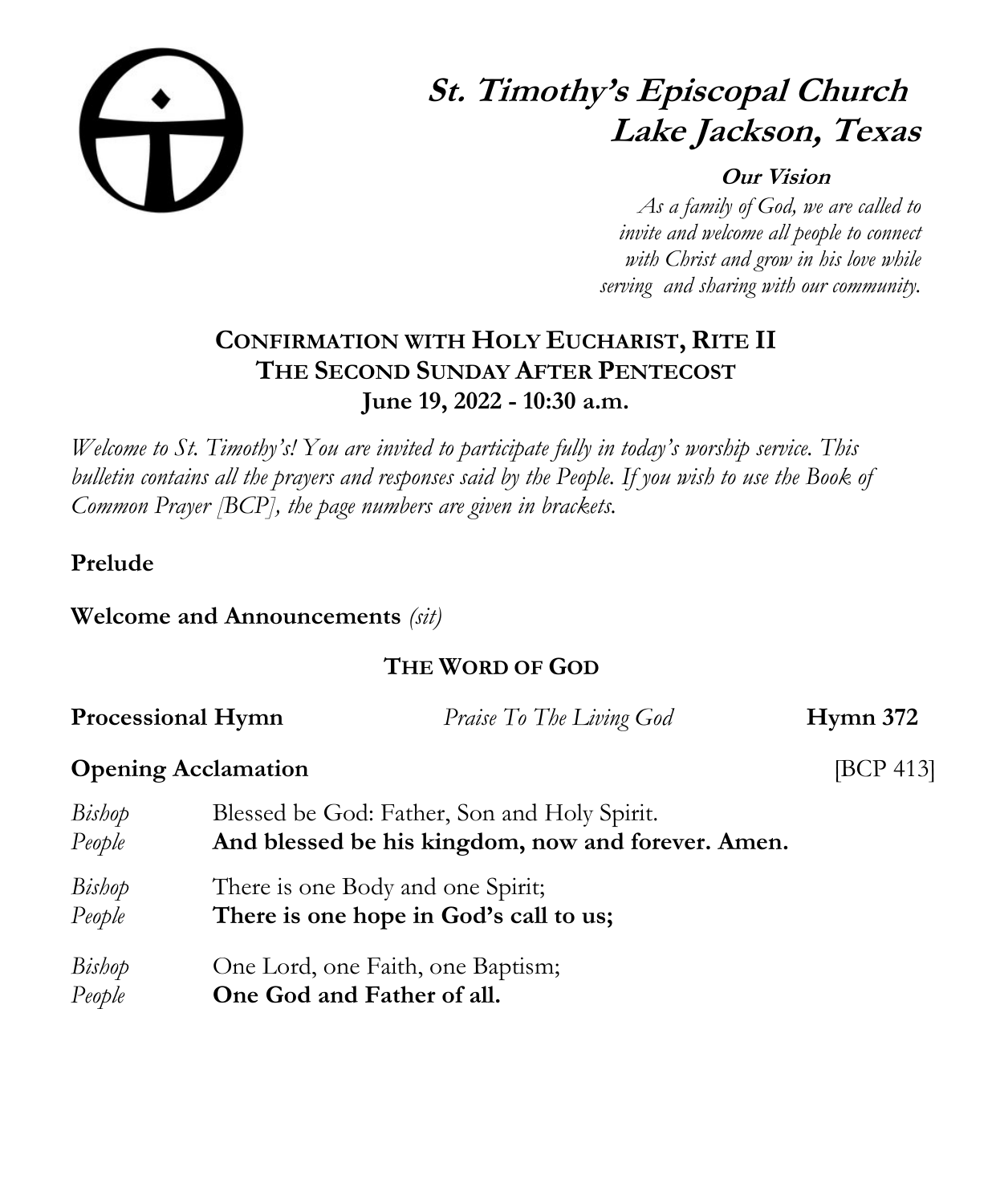# St. Timothy's Episcopal Church
# Lake Jackson, Texas

**Our Vision**

*As a family of God, we are called to invite and welcome all people to connect with Christ and grow in his love while serving and sharing with our community.*

## CONFIRMATION WITH HOLY EUCHARIST, RITE II
## THE SECOND SUNDAY AFTER PENTECOST
## June 19, 2022 - 10:30 a.m.

*Welcome to St. Timothy's! You are invited to participate fully in today's worship service. This bulletin contains all the prayers and responses said by the People. If you wish to use the Book of Common Prayer [BCP], the page numbers are given in brackets.*

**Prelude**

**Welcome and Announcements** *(sit)*

### THE WORD OF GOD

**Processional Hymn** *Praise To The Living God* **Hymn 372**

**Opening Acclamation** [BCP 413]

*Bishop* Blessed be God: Father, Son and Holy Spirit.
*People* **And blessed be his kingdom, now and forever. Amen.**

*Bishop* There is one Body and one Spirit;
*People* **There is one hope in God's call to us;**

*Bishop* One Lord, one Faith, one Baptism;
*People* **One God and Father of all.**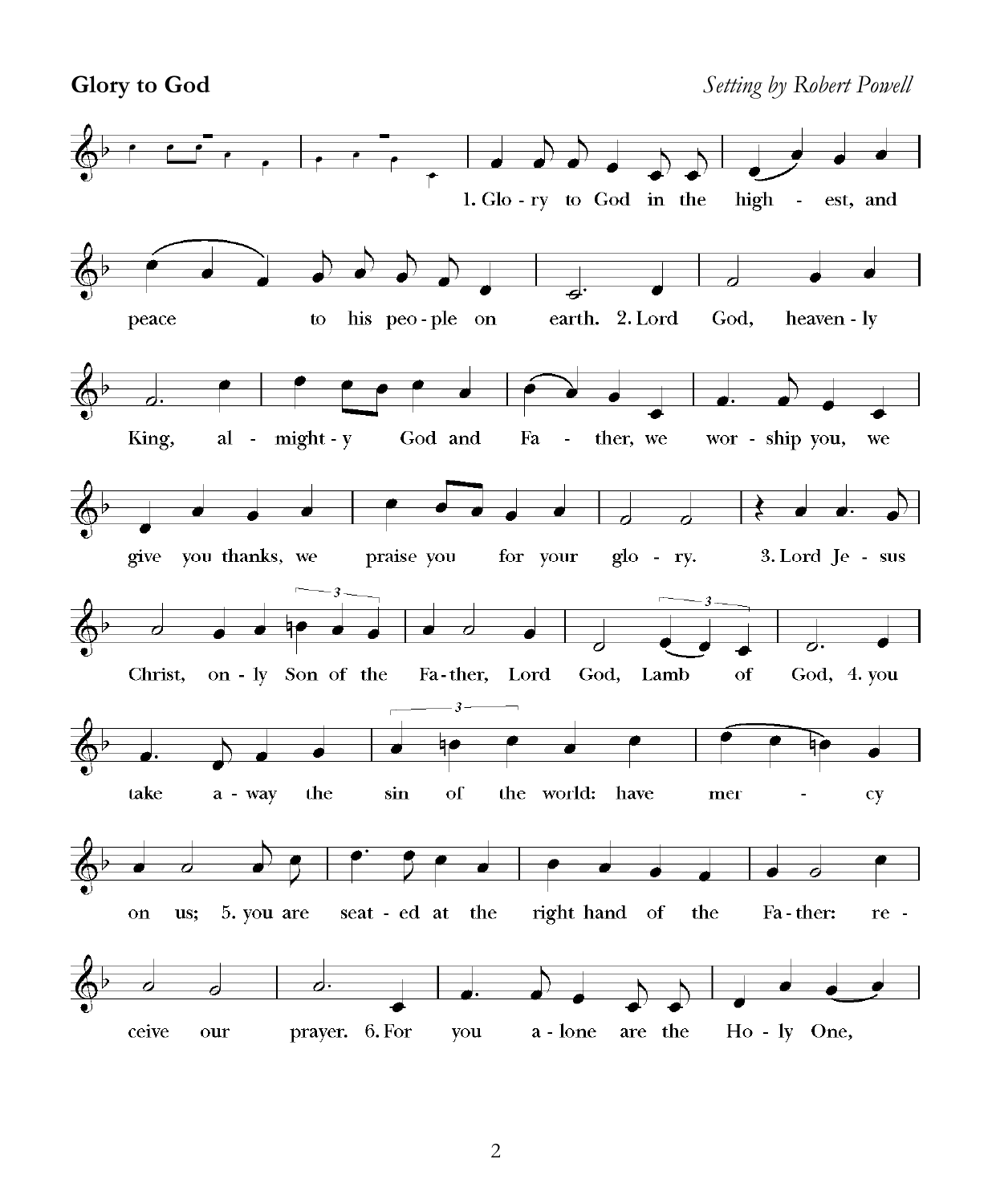**Glory to God** *Setting by Robert Powell*

1. Glory to God in the highest, and peace to his people on earth.

2. Lord God, heavenly King, almighty God and Father, we worship you, we give you thanks, we praise you for your glory.

3. Lord Jesus Christ, only Son of the Father, Lord God, Lamb of God,

4. you take away the sin of the world: have mercy on us;

5. you are seated at the right hand of the Father: receive our prayer.

6. For you alone are the Holy One,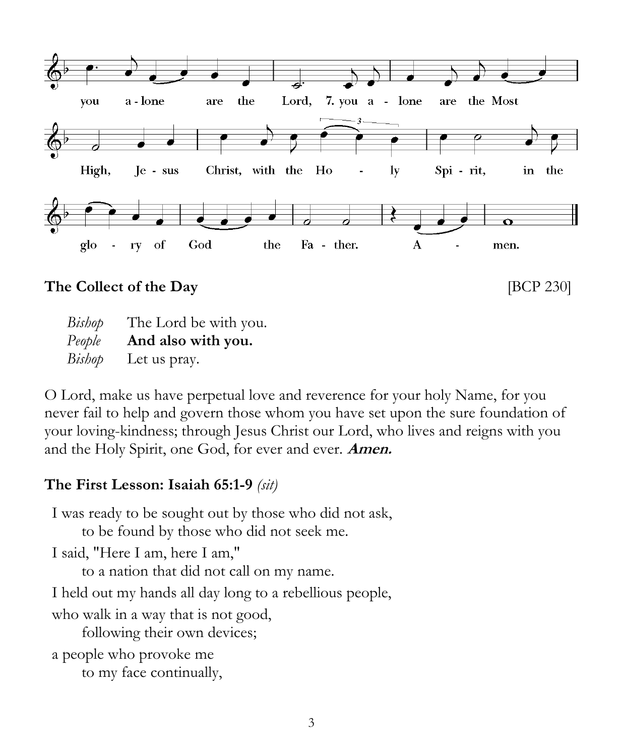you alone are the Lord, 7. you alone are the Most High, Jesus Christ, with the Holy Spirit, in the glory of God the Father. Amen.

**The Collect of the Day** [BCP 230]

*Bishop* The Lord be with you.
*People* **And also with you.**
*Bishop* Let us pray.

O Lord, make us have perpetual love and reverence for your holy Name, for you never fail to help and govern those whom you have set upon the sure foundation of your loving-kindness; through Jesus Christ our Lord, who lives and reigns with you and the Holy Spirit, one God, for ever and ever. ***Amen.***

**The First Lesson: Isaiah 65:1-9** *(sit)*

I was ready to be sought out by those who did not ask,
to be found by those who did not seek me.
I said, "Here I am, here I am,"
to a nation that did not call on my name.
I held out my hands all day long to a rebellious people,
who walk in a way that is not good,
following their own devices;
a people who provoke me
to my face continually,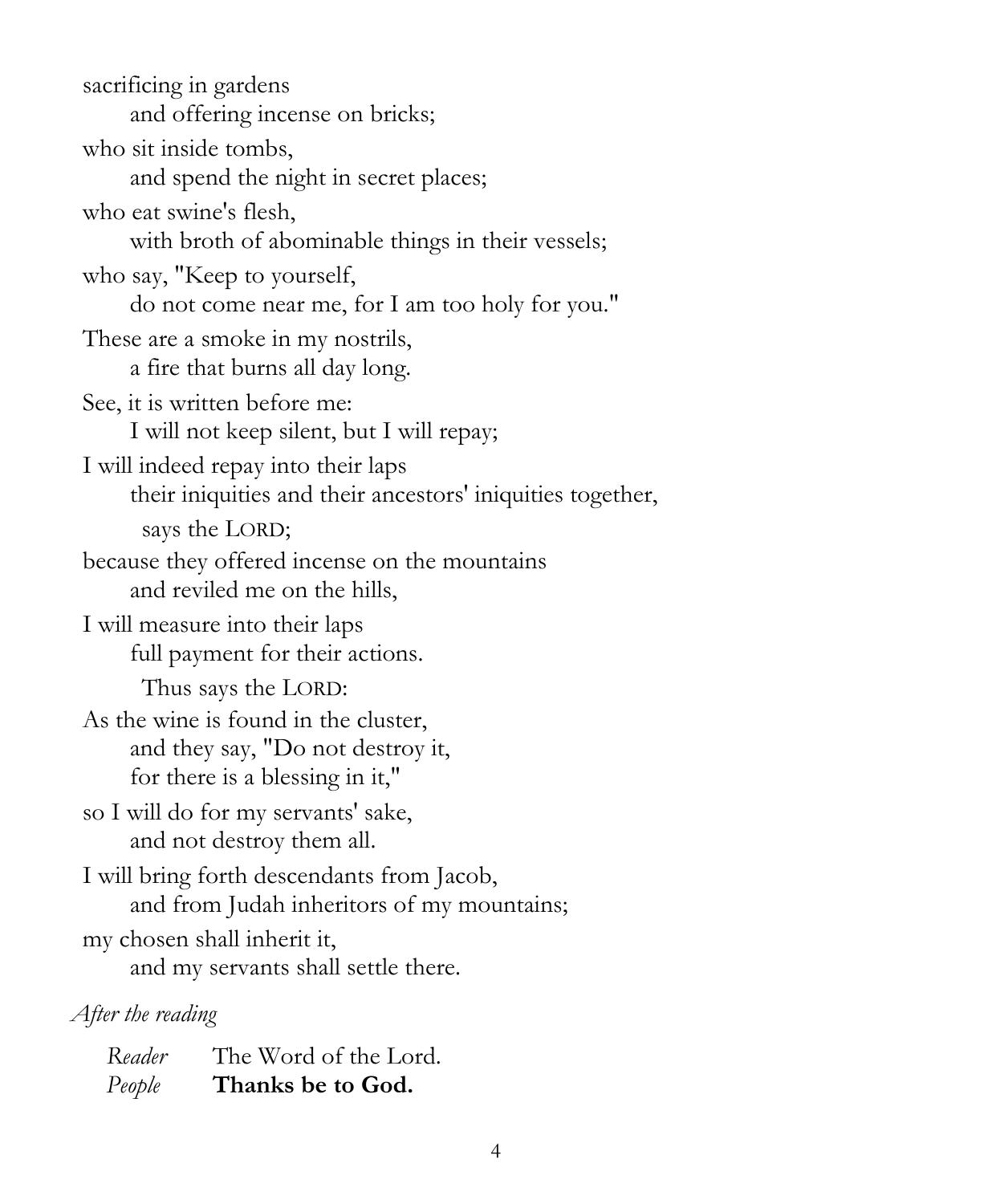sacrificing in gardens  
    and offering incense on bricks;  
who sit inside tombs,  
    and spend the night in secret places;  
who eat swine's flesh,  
    with broth of abominable things in their vessels;  
who say, "Keep to yourself,  
    do not come near me, for I am too holy for you."  
These are a smoke in my nostrils,  
    a fire that burns all day long.  
See, it is written before me:  
    I will not keep silent, but I will repay;  
I will indeed repay into their laps  
    their iniquities and their ancestors' iniquities together,  
        says the LORD;  
because they offered incense on the mountains  
    and reviled me on the hills,  
I will measure into their laps  
    full payment for their actions.  
        Thus says the LORD:  
As the wine is found in the cluster,  
    and they say, "Do not destroy it,  
    for there is a blessing in it,"  
so I will do for my servants' sake,  
    and not destroy them all.  
I will bring forth descendants from Jacob,  
    and from Judah inheritors of my mountains;  
my chosen shall inherit it,  
    and my servants shall settle there.

*After the reading*

*Reader* The Word of the Lord.  
*People* **Thanks be to God.**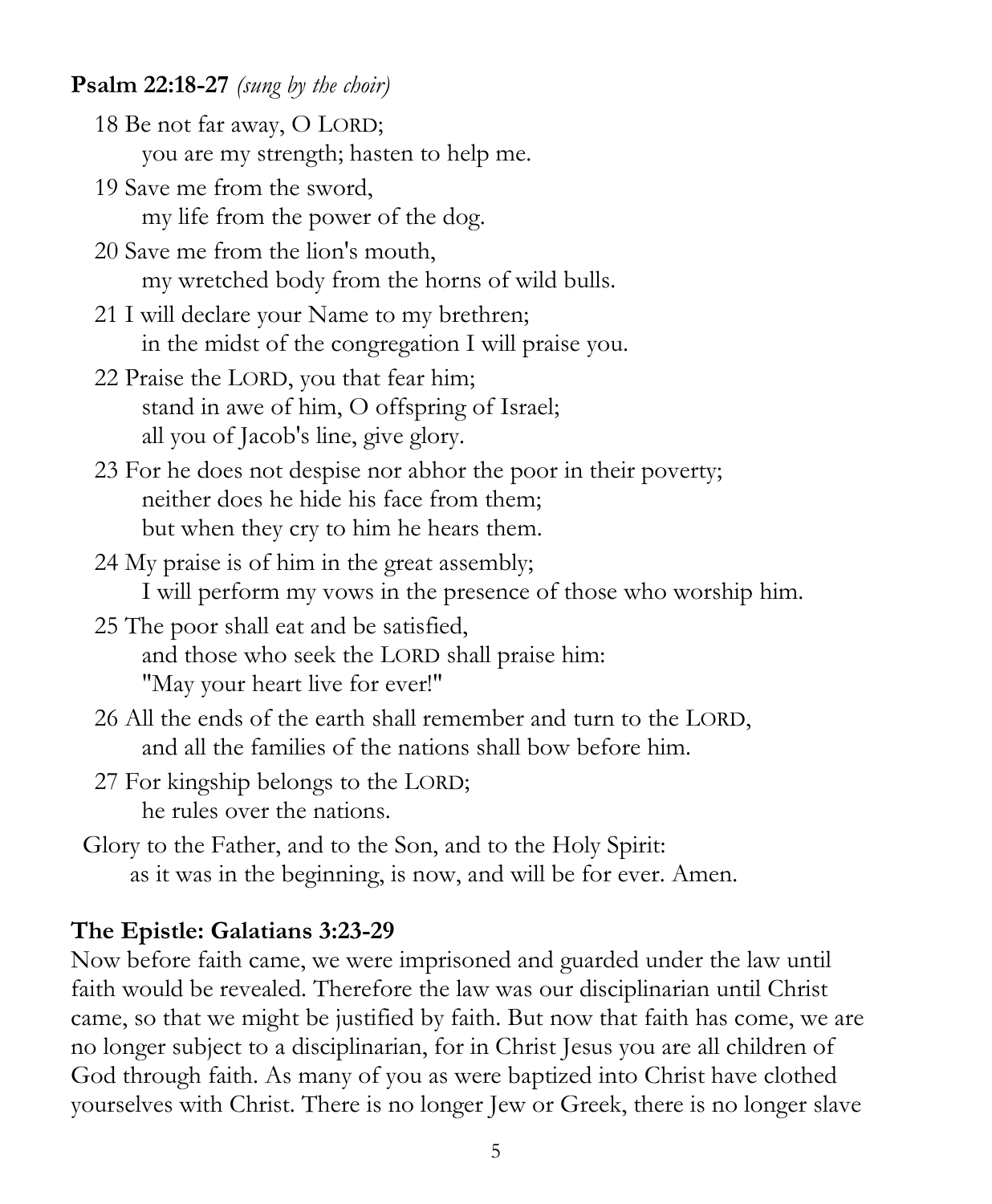**Psalm 22:18-27** *(sung by the choir)*

18 Be not far away, O LORD;
 you are my strength; hasten to help me.

19 Save me from the sword,
 my life from the power of the dog.

20 Save me from the lion's mouth,
 my wretched body from the horns of wild bulls.

21 I will declare your Name to my brethren;
 in the midst of the congregation I will praise you.

22 Praise the LORD, you that fear him;
 stand in awe of him, O offspring of Israel;
 all you of Jacob's line, give glory.

23 For he does not despise nor abhor the poor in their poverty;
 neither does he hide his face from them;
 but when they cry to him he hears them.

24 My praise is of him in the great assembly;
 I will perform my vows in the presence of those who worship him.

25 The poor shall eat and be satisfied,
 and those who seek the LORD shall praise him:
 "May your heart live for ever!"

26 All the ends of the earth shall remember and turn to the LORD,
 and all the families of the nations shall bow before him.

27 For kingship belongs to the LORD;
 he rules over the nations.

Glory to the Father, and to the Son, and to the Holy Spirit:
 as it was in the beginning, is now, and will be for ever. Amen.

**The Epistle: Galatians 3:23-29**

Now before faith came, we were imprisoned and guarded under the law until faith would be revealed. Therefore the law was our disciplinarian until Christ came, so that we might be justified by faith. But now that faith has come, we are no longer subject to a disciplinarian, for in Christ Jesus you are all children of God through faith. As many of you as were baptized into Christ have clothed yourselves with Christ. There is no longer Jew or Greek, there is no longer slave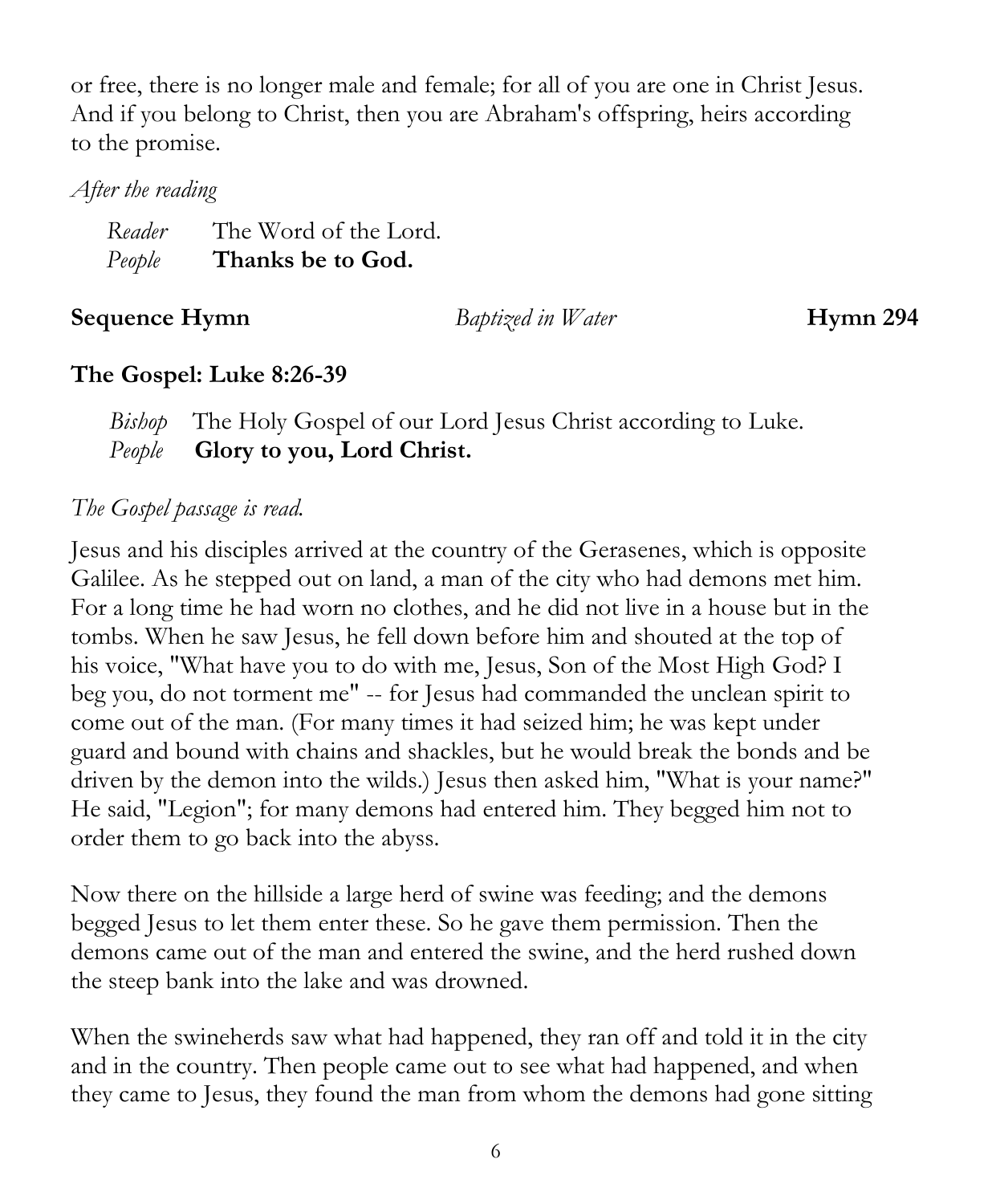or free, there is no longer male and female; for all of you are one in Christ Jesus. And if you belong to Christ, then you are Abraham's offspring, heirs according to the promise.

*After the reading*

*Reader* The Word of the Lord.
*People* **Thanks be to God.**

**Sequence Hymn** *Baptized in Water* **Hymn 294**

**The Gospel: Luke 8:26-39**

*Bishop* The Holy Gospel of our Lord Jesus Christ according to Luke.
*People* **Glory to you, Lord Christ.**

*The Gospel passage is read.*

Jesus and his disciples arrived at the country of the Gerasenes, which is opposite Galilee. As he stepped out on land, a man of the city who had demons met him. For a long time he had worn no clothes, and he did not live in a house but in the tombs. When he saw Jesus, he fell down before him and shouted at the top of his voice, "What have you to do with me, Jesus, Son of the Most High God? I beg you, do not torment me" -- for Jesus had commanded the unclean spirit to come out of the man. (For many times it had seized him; he was kept under guard and bound with chains and shackles, but he would break the bonds and be driven by the demon into the wilds.) Jesus then asked him, "What is your name?" He said, "Legion"; for many demons had entered him. They begged him not to order them to go back into the abyss.

Now there on the hillside a large herd of swine was feeding; and the demons begged Jesus to let them enter these. So he gave them permission. Then the demons came out of the man and entered the swine, and the herd rushed down the steep bank into the lake and was drowned.

When the swineherds saw what had happened, they ran off and told it in the city and in the country. Then people came out to see what had happened, and when they came to Jesus, they found the man from whom the demons had gone sitting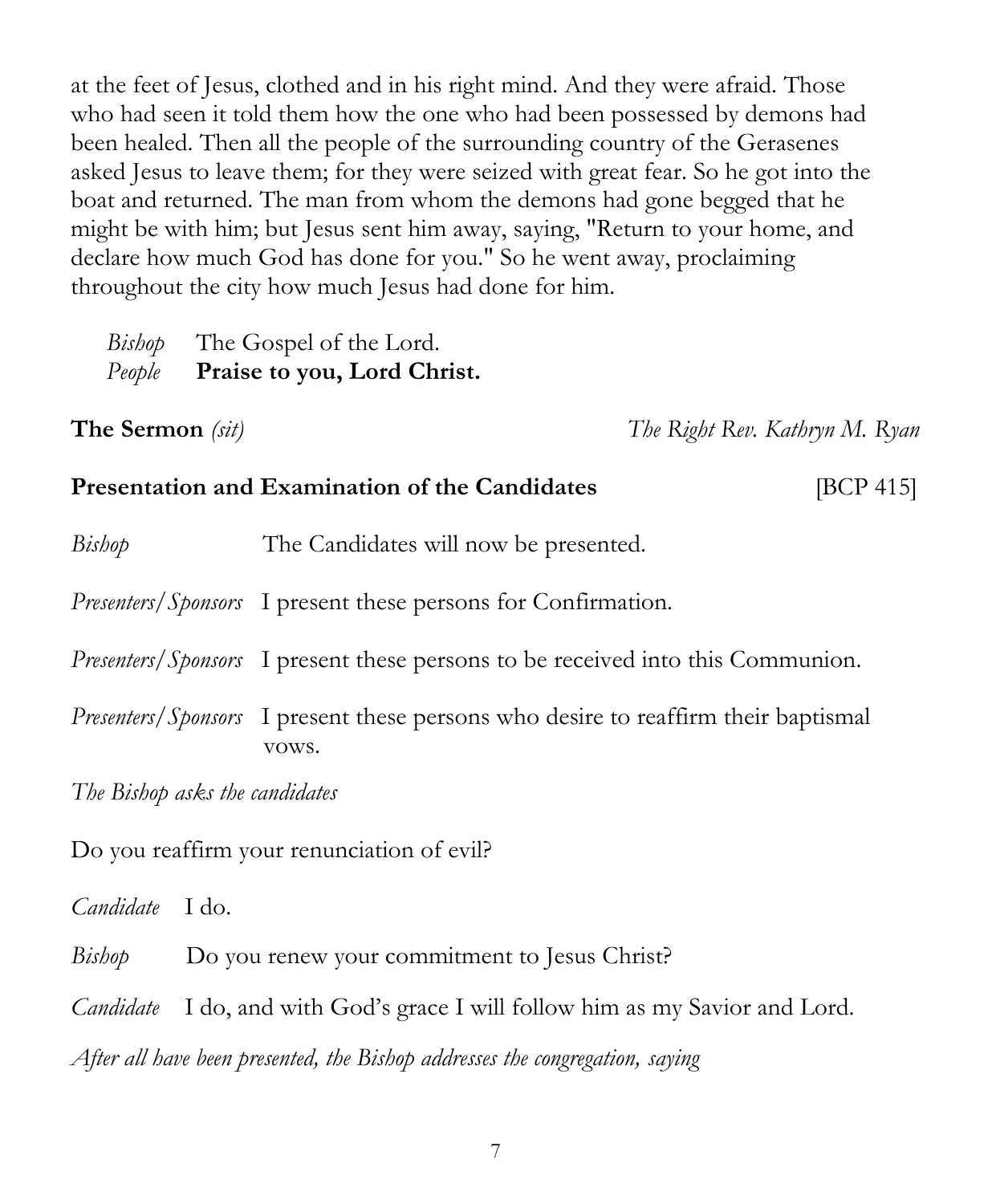at the feet of Jesus, clothed and in his right mind. And they were afraid. Those who had seen it told them how the one who had been possessed by demons had been healed. Then all the people of the surrounding country of the Gerasenes asked Jesus to leave them; for they were seized with great fear. So he got into the boat and returned. The man from whom the demons had gone begged that he might be with him; but Jesus sent him away, saying, "Return to your home, and declare how much God has done for you." So he went away, proclaiming throughout the city how much Jesus had done for him.

*Bishop* The Gospel of the Lord.
*People* **Praise to you, Lord Christ.**

**The Sermon** *(sit)* *The Right Rev. Kathryn M. Ryan*

**Presentation and Examination of the Candidates** [BCP 415]

*Bishop* The Candidates will now be presented.

*Presenters/Sponsors* I present these persons for Confirmation.

*Presenters/Sponsors* I present these persons to be received into this Communion.

*Presenters/Sponsors* I present these persons who desire to reaffirm their baptismal vows.

*The Bishop asks the candidates*

Do you reaffirm your renunciation of evil?

*Candidate* I do.

*Bishop* Do you renew your commitment to Jesus Christ?

*Candidate* I do, and with God's grace I will follow him as my Savior and Lord.

*After all have been presented, the Bishop addresses the congregation, saying*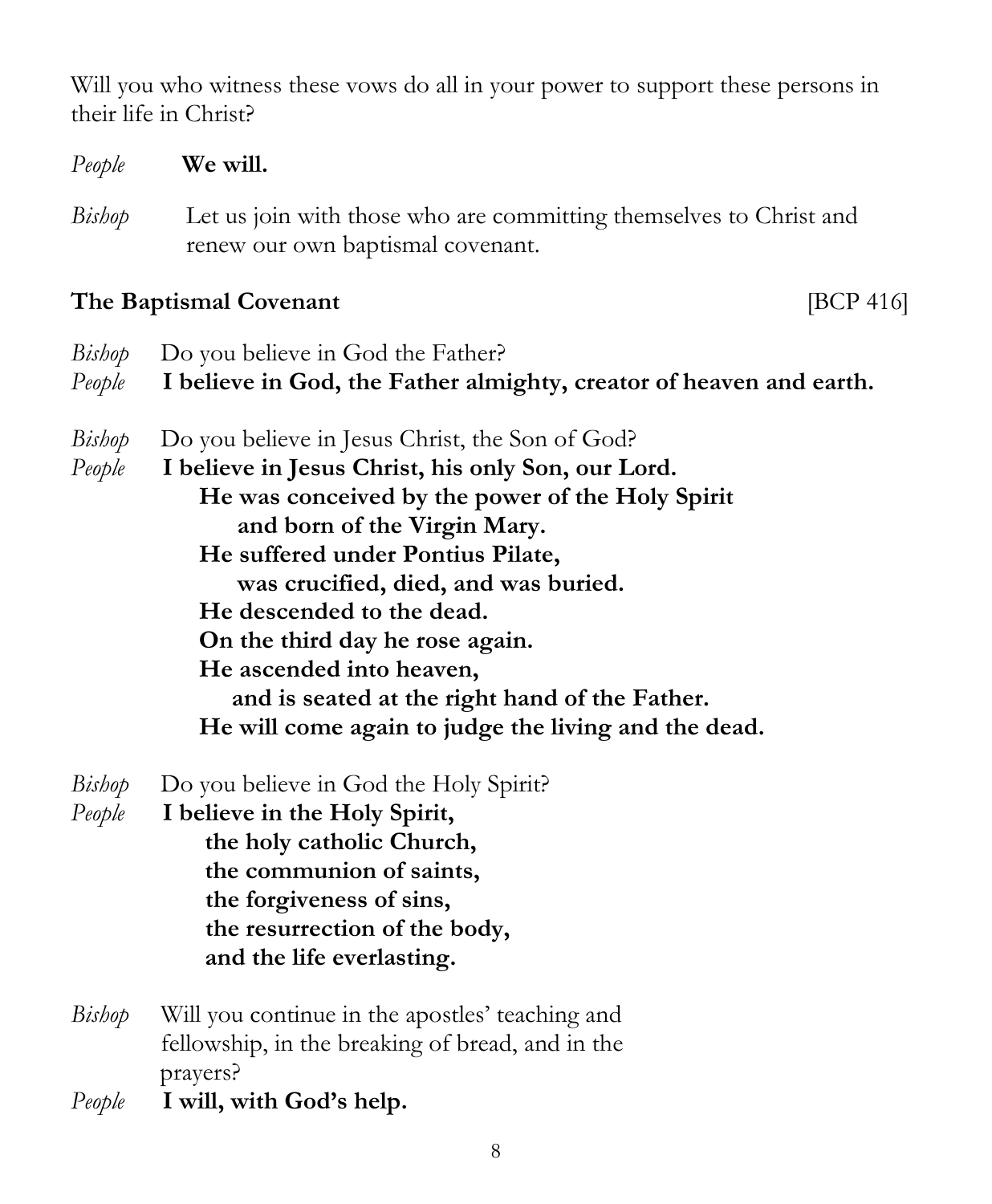Will you who witness these vows do all in your power to support these persons in their life in Christ?

*People* **We will.**

*Bishop* Let us join with those who are committing themselves to Christ and renew our own baptismal covenant.

### The Baptismal Covenant [BCP 416]

*Bishop* Do you believe in God the Father?
*People* **I believe in God, the Father almighty, creator of heaven and earth.**

*Bishop* Do you believe in Jesus Christ, the Son of God?
*People* **I believe in Jesus Christ, his only Son, our Lord.**
**He was conceived by the power of the Holy Spirit**
**and born of the Virgin Mary.**
**He suffered under Pontius Pilate,**
**was crucified, died, and was buried.**
**He descended to the dead.**
**On the third day he rose again.**
**He ascended into heaven,**
**and is seated at the right hand of the Father.**
**He will come again to judge the living and the dead.**

*Bishop* Do you believe in God the Holy Spirit?
*People* **I believe in the Holy Spirit,**
**the holy catholic Church,**
**the communion of saints,**
**the forgiveness of sins,**
**the resurrection of the body,**
**and the life everlasting.**

*Bishop* Will you continue in the apostles' teaching and fellowship, in the breaking of bread, and in the prayers?
*People* **I will, with God's help.**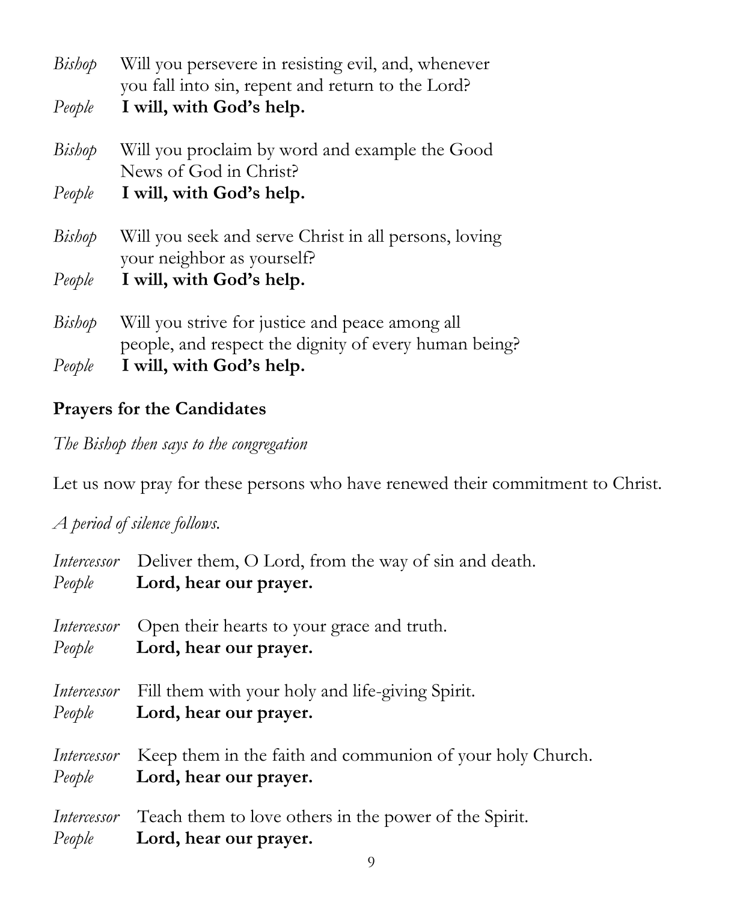*Bishop* Will you persevere in resisting evil, and, whenever you fall into sin, repent and return to the Lord?
*People* **I will, with God's help.**

*Bishop* Will you proclaim by word and example the Good News of God in Christ?
*People* **I will, with God's help.**

*Bishop* Will you seek and serve Christ in all persons, loving your neighbor as yourself?
*People* **I will, with God's help.**

*Bishop* Will you strive for justice and peace among all people, and respect the dignity of every human being?
*People* **I will, with God's help.**

**Prayers for the Candidates**

*The Bishop then says to the congregation*

Let us now pray for these persons who have renewed their commitment to Christ.

*A period of silence follows.*

*Intercessor* Deliver them, O Lord, from the way of sin and death.
*People* **Lord, hear our prayer.**

*Intercessor* Open their hearts to your grace and truth.
*People* **Lord, hear our prayer.**

*Intercessor* Fill them with your holy and life-giving Spirit.
*People* **Lord, hear our prayer.**

*Intercessor* Keep them in the faith and communion of your holy Church.
*People* **Lord, hear our prayer.**

*Intercessor* Teach them to love others in the power of the Spirit.
*People* **Lord, hear our prayer.**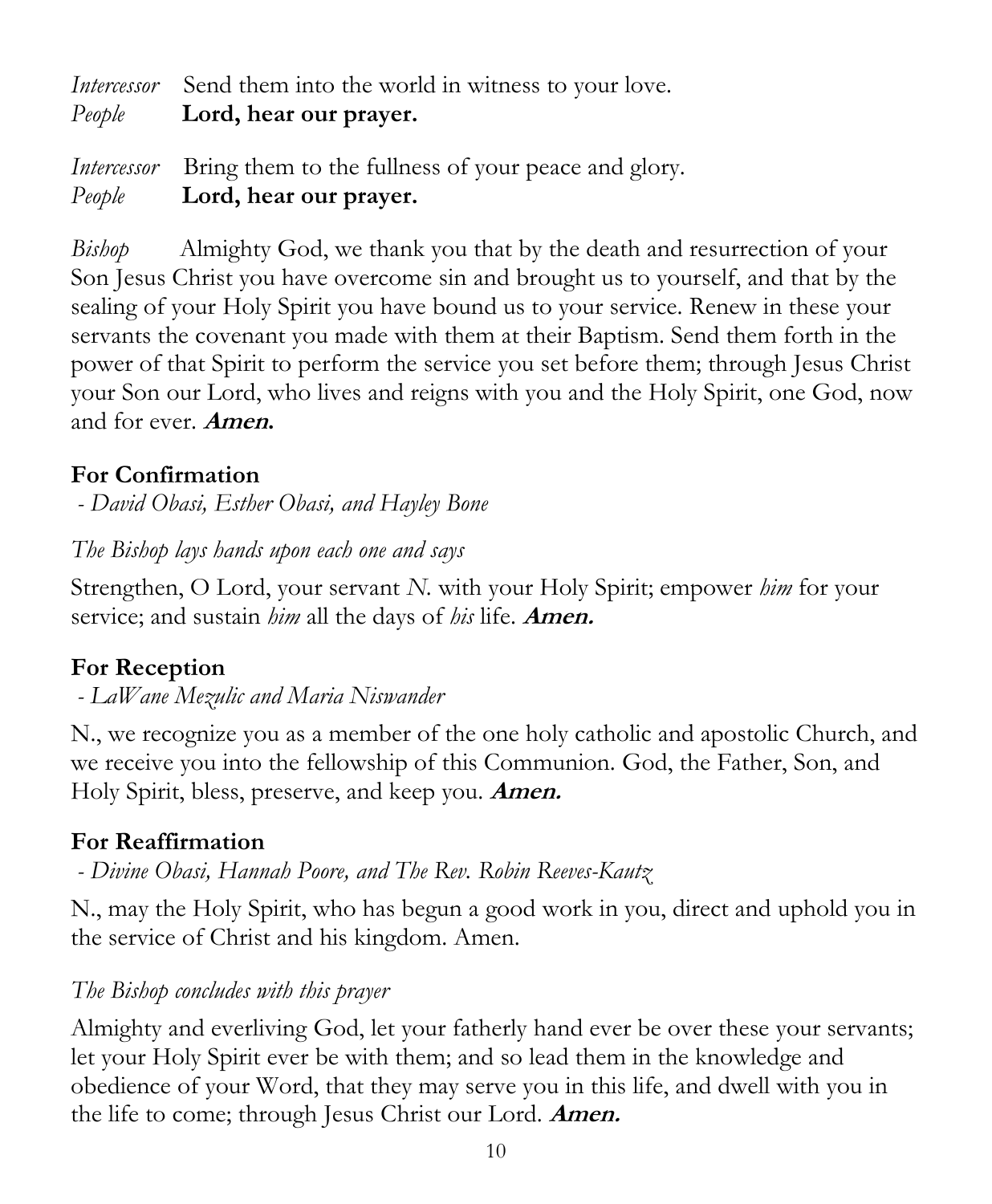*Intercessor* Send them into the world in witness to your love.
*People* **Lord, hear our prayer.**

*Intercessor* Bring them to the fullness of your peace and glory.
*People* **Lord, hear our prayer.**

*Bishop* Almighty God, we thank you that by the death and resurrection of your Son Jesus Christ you have overcome sin and brought us to yourself, and that by the sealing of your Holy Spirit you have bound us to your service. Renew in these your servants the covenant you made with them at their Baptism. Send them forth in the power of that Spirit to perform the service you set before them; through Jesus Christ your Son our Lord, who lives and reigns with you and the Holy Spirit, one God, now and for ever. ***Amen.***

## For Confirmation

*- David Obasi, Esther Obasi, and Hayley Bone*

*The Bishop lays hands upon each one and says*

Strengthen, O Lord, your servant *N.* with your Holy Spirit; empower *him* for your service; and sustain *him* all the days of *his* life. ***Amen.***

## For Reception

*- LaWane Mezulic and Maria Niswander*

N., we recognize you as a member of the one holy catholic and apostolic Church, and we receive you into the fellowship of this Communion. God, the Father, Son, and Holy Spirit, bless, preserve, and keep you. ***Amen.***

## For Reaffirmation

*- Divine Obasi, Hannah Poore, and The Rev. Robin Reeves-Kautz*

N., may the Holy Spirit, who has begun a good work in you, direct and uphold you in the service of Christ and his kingdom. Amen.

*The Bishop concludes with this prayer*

Almighty and everliving God, let your fatherly hand ever be over these your servants; let your Holy Spirit ever be with them; and so lead them in the knowledge and obedience of your Word, that they may serve you in this life, and dwell with you in the life to come; through Jesus Christ our Lord. ***Amen.***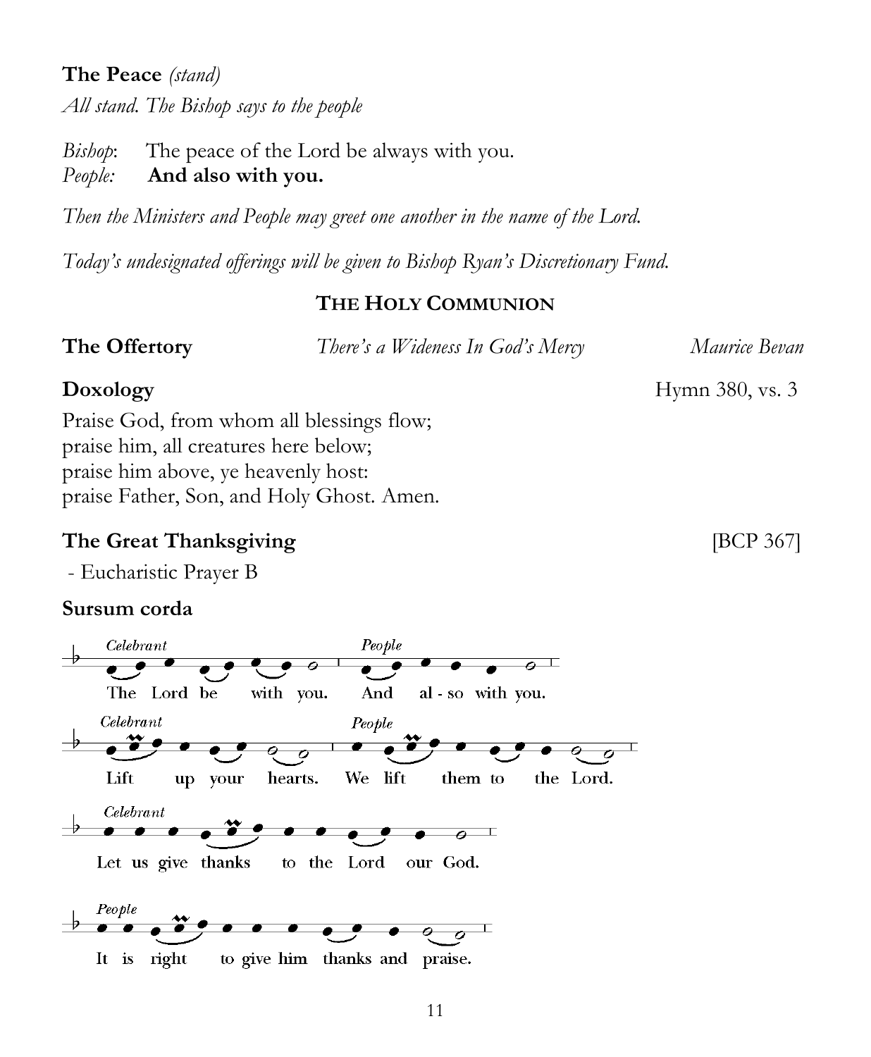**The Peace** *(stand)*

*All stand. The Bishop says to the people*

*Bishop*: The peace of the Lord be always with you.
*People:* **And also with you.**

*Then the Ministers and People may greet one another in the name of the Lord.*

*Today's undesignated offerings will be given to Bishop Ryan's Discretionary Fund.*

## THE HOLY COMMUNION

**The Offertory** *There's a Wideness In God's Mercy* *Maurice Bevan*

**Doxology** Hymn 380, vs. 3

Praise God, from whom all blessings flow;
praise him, all creatures here below;
praise him above, ye heavenly host:
praise Father, Son, and Holy Ghost. Amen.

**The Great Thanksgiving** [BCP 367]

- Eucharistic Prayer B

**Sursum corda**

*Celebrant* The Lord be with you. *People* And al - so with you.

*Celebrant* Lift up your hearts. *People* We lift them to the Lord.

*Celebrant* Let us give thanks to the Lord our God.

*People* It is right to give him thanks and praise.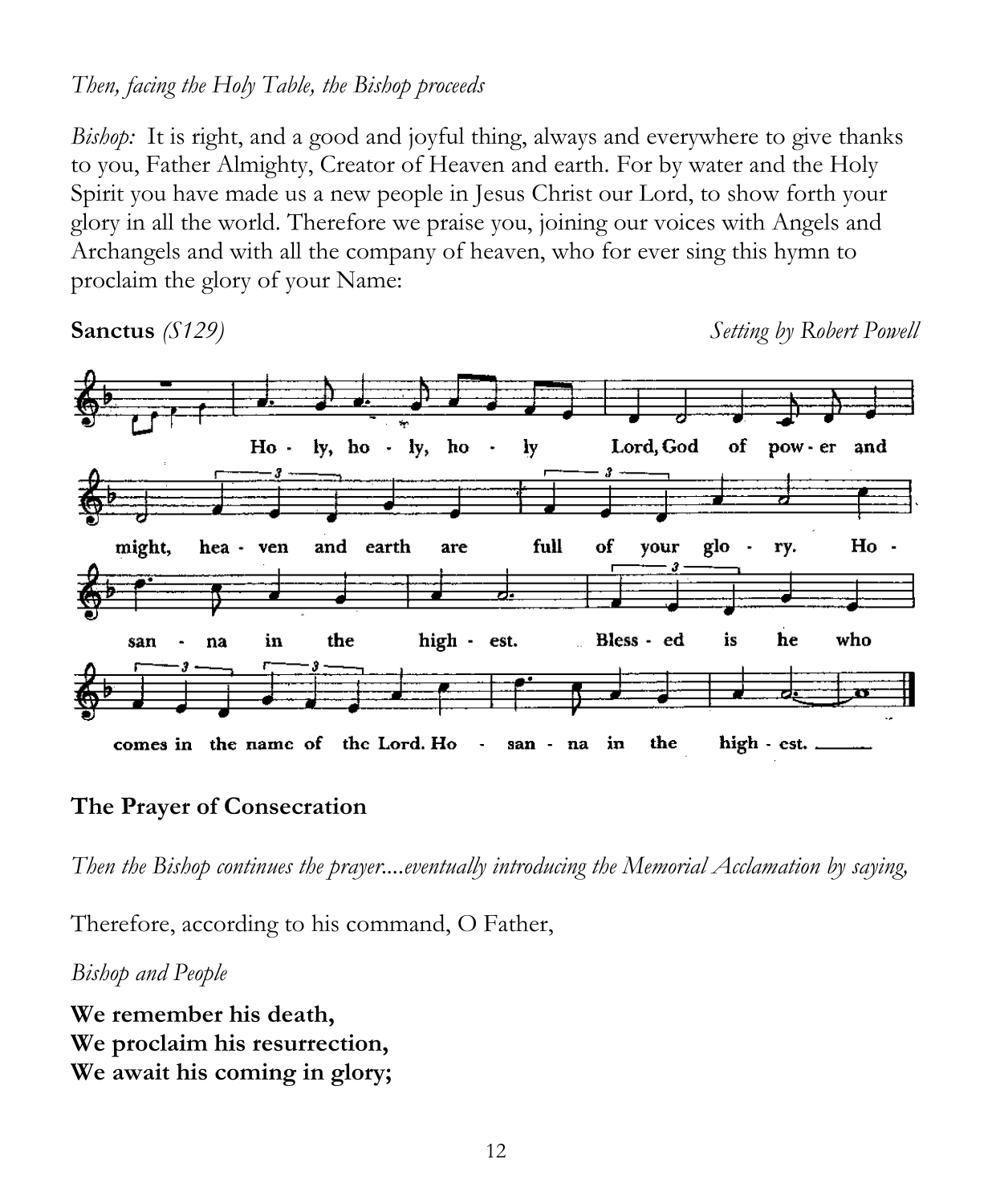*Then, facing the Holy Table, the Bishop proceeds*

*Bishop:* It is right, and a good and joyful thing, always and everywhere to give thanks to you, Father Almighty, Creator of Heaven and earth. For by water and the Holy Spirit you have made us a new people in Jesus Christ our Lord, to show forth your glory in all the world. Therefore we praise you, joining our voices with Angels and Archangels and with all the company of heaven, who for ever sing this hymn to proclaim the glory of your Name:

**Sanctus** *(S129)* *Setting by Robert Powell*

Ho - ly, ho - ly, ho - ly Lord, God of pow - er and might, hea - ven and earth are full of your glo - ry. Ho - san - na in the high - est. Bless - ed is he who comes in the name of the Lord. Ho - san - na in the high - est.

## The Prayer of Consecration

*Then the Bishop continues the prayer....eventually introducing the Memorial Acclamation by saying,*

Therefore, according to his command, O Father,

*Bishop and People*

**We remember his death,**
**We proclaim his resurrection,**
**We await his coming in glory;**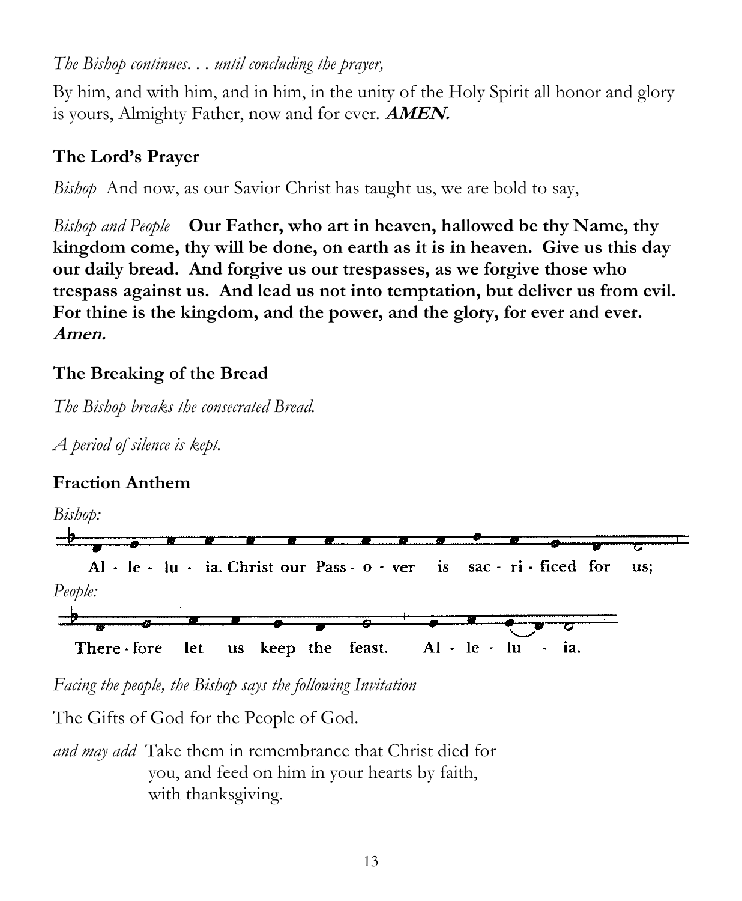*The Bishop continues. . . until concluding the prayer,*

By him, and with him, and in him, in the unity of the Holy Spirit all honor and glory is yours, Almighty Father, now and for ever. ***AMEN.***

**The Lord's Prayer**

*Bishop* And now, as our Savior Christ has taught us, we are bold to say,

*Bishop and People* **Our Father, who art in heaven, hallowed be thy Name, thy kingdom come, thy will be done, on earth as it is in heaven. Give us this day our daily bread. And forgive us our trespasses, as we forgive those who trespass against us. And lead us not into temptation, but deliver us from evil. For thine is the kingdom, and the power, and the glory, for ever and ever. *Amen.***

**The Breaking of the Bread**

*The Bishop breaks the consecrated Bread.*

*A period of silence is kept.*

**Fraction Anthem**

*Bishop:*

Al - le - lu - ia. Christ our Pass - o - ver is sac - ri - ficed for us;

*People:*

There - fore let us keep the feast. Al - le - lu - ia.

*Facing the people, the Bishop says the following Invitation*

The Gifts of God for the People of God.

*and may add* Take them in remembrance that Christ died for you, and feed on him in your hearts by faith, with thanksgiving.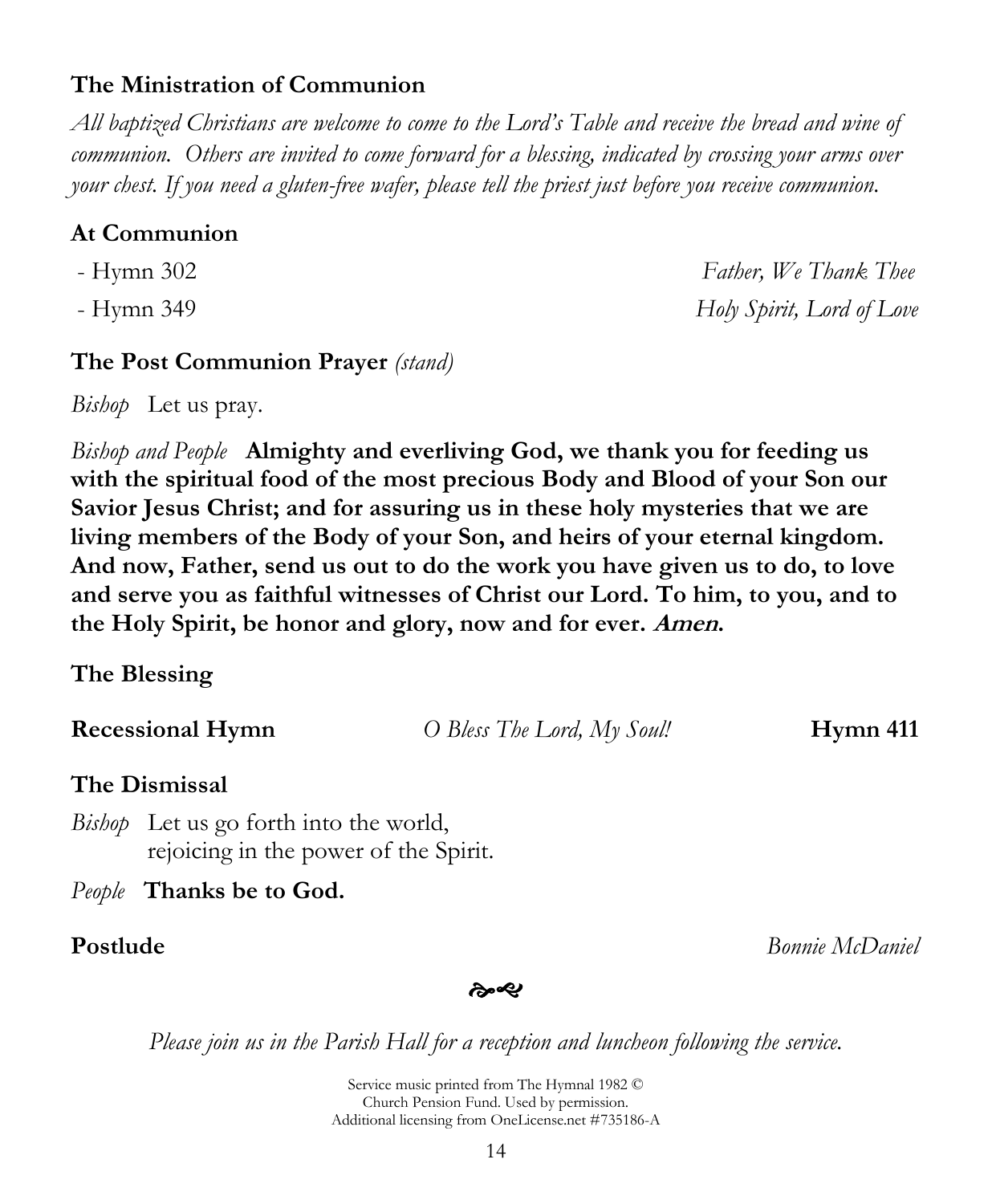**The Ministration of Communion**

*All baptized Christians are welcome to come to the Lord's Table and receive the bread and wine of communion. Others are invited to come forward for a blessing, indicated by crossing your arms over your chest. If you need a gluten-free wafer, please tell the priest just before you receive communion.*

**At Communion**

- Hymn 302 — *Father, We Thank Thee*
- Hymn 349 — *Holy Spirit, Lord of Love*

**The Post Communion Prayer** *(stand)*

*Bishop* Let us pray.

*Bishop and People* **Almighty and everliving God, we thank you for feeding us with the spiritual food of the most precious Body and Blood of your Son our Savior Jesus Christ; and for assuring us in these holy mysteries that we are living members of the Body of your Son, and heirs of your eternal kingdom. And now, Father, send us out to do the work you have given us to do, to love and serve you as faithful witnesses of Christ our Lord. To him, to you, and to the Holy Spirit, be honor and glory, now and for ever. *Amen.***

**The Blessing**

**Recessional Hymn** *O Bless The Lord, My Soul!* **Hymn 411**

**The Dismissal**

*Bishop* Let us go forth into the world,
rejoicing in the power of the Spirit.

*People* **Thanks be to God.**

**Postlude** *Bonnie McDaniel*

*Please join us in the Parish Hall for a reception and luncheon following the service.*

Service music printed from The Hymnal 1982 ©
Church Pension Fund. Used by permission.
Additional licensing from OneLicense.net #735186-A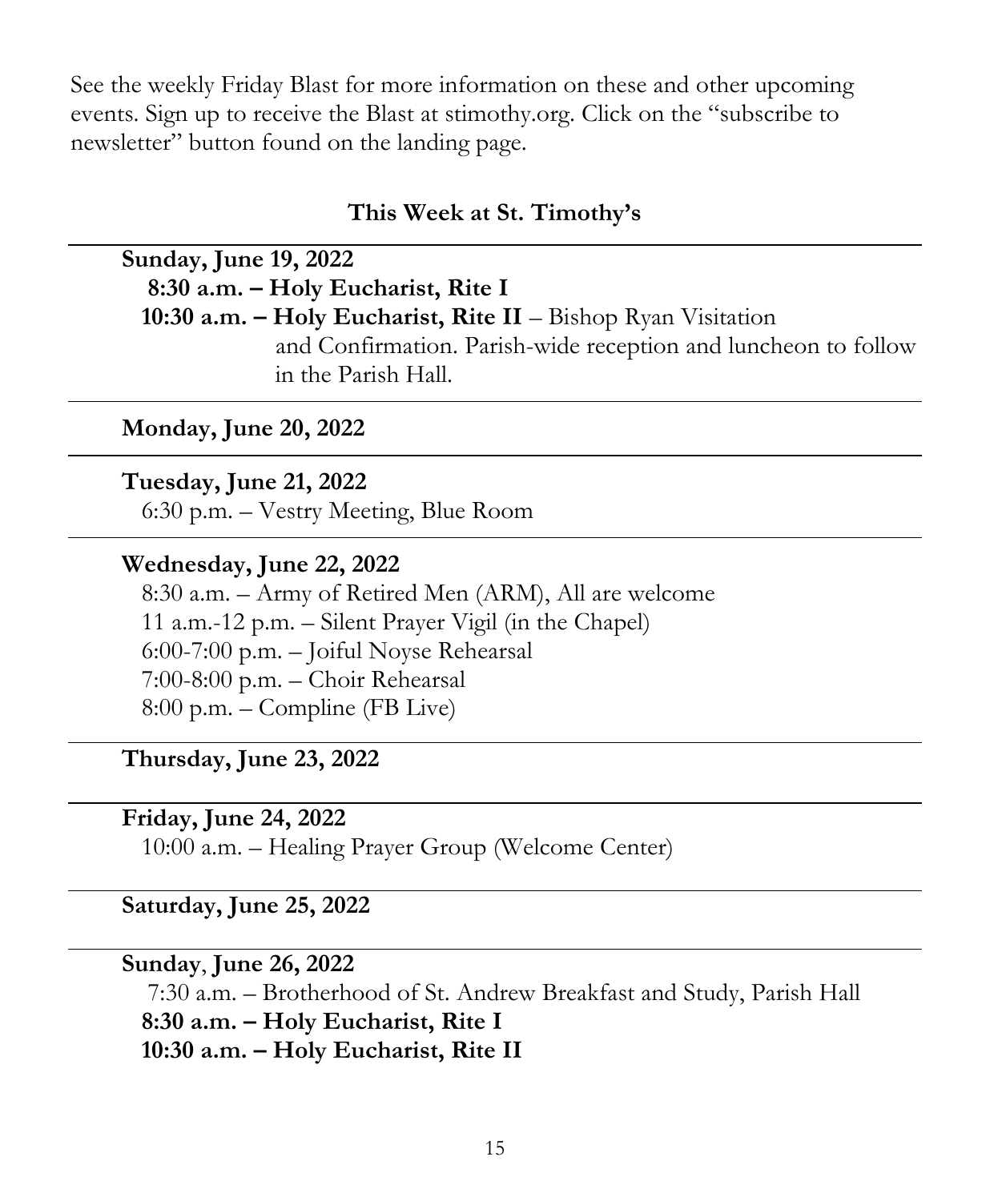See the weekly Friday Blast for more information on these and other upcoming events. Sign up to receive the Blast at stimothy.org. Click on the "subscribe to newsletter" button found on the landing page.

## This Week at St. Timothy's

---

**Sunday, June 19, 2022**
**8:30 a.m. – Holy Eucharist, Rite I**
**10:30 a.m. – Holy Eucharist, Rite II** – Bishop Ryan Visitation and Confirmation. Parish-wide reception and luncheon to follow in the Parish Hall.

---

**Monday, June 20, 2022**

---

**Tuesday, June 21, 2022**
6:30 p.m. – Vestry Meeting, Blue Room

---

**Wednesday, June 22, 2022**
8:30 a.m. – Army of Retired Men (ARM), All are welcome
11 a.m.-12 p.m. – Silent Prayer Vigil (in the Chapel)
6:00-7:00 p.m. – Joiful Noyse Rehearsal
7:00-8:00 p.m. – Choir Rehearsal
8:00 p.m. – Compline (FB Live)

---

**Thursday, June 23, 2022**

---

**Friday, June 24, 2022**
10:00 a.m. – Healing Prayer Group (Welcome Center)

---

**Saturday, June 25, 2022**

---

**Sunday, June 26, 2022**
7:30 a.m. – Brotherhood of St. Andrew Breakfast and Study, Parish Hall
**8:30 a.m. – Holy Eucharist, Rite I**
**10:30 a.m. – Holy Eucharist, Rite II**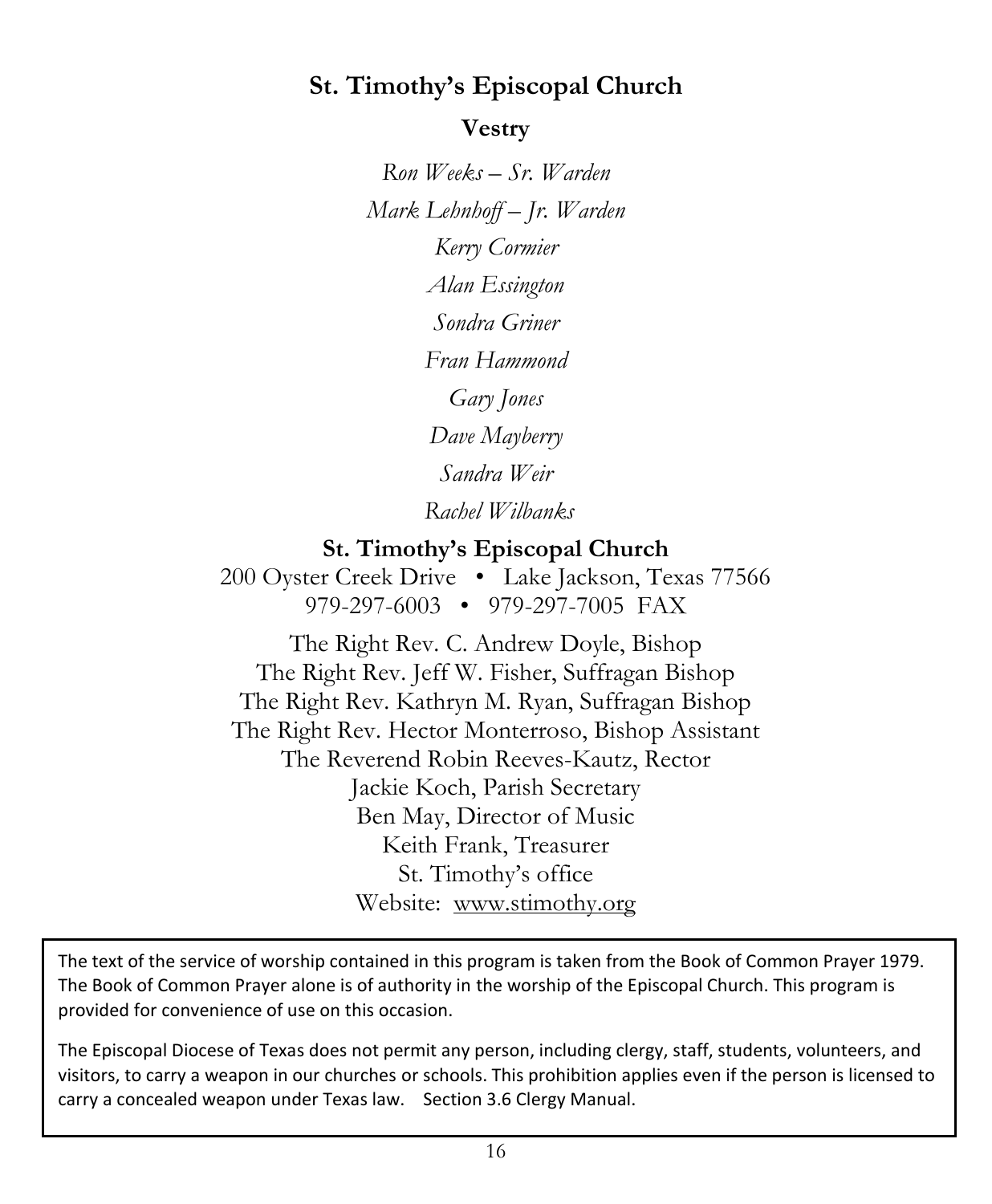## St. Timothy's Episcopal Church

### Vestry

*Ron Weeks – Sr. Warden*

*Mark Lehnhoff – Jr. Warden*

*Kerry Cormier*

*Alan Essington*

*Sondra Griner*

*Fran Hammond*

*Gary Jones*

*Dave Mayberry*

*Sandra Weir*

*Rachel Wilbanks*

## St. Timothy's Episcopal Church

200 Oyster Creek Drive • Lake Jackson, Texas 77566
979-297-6003 • 979-297-7005 FAX

The Right Rev. C. Andrew Doyle, Bishop
The Right Rev. Jeff W. Fisher, Suffragan Bishop
The Right Rev. Kathryn M. Ryan, Suffragan Bishop
The Right Rev. Hector Monterroso, Bishop Assistant
The Reverend Robin Reeves-Kautz, Rector
Jackie Koch, Parish Secretary
Ben May, Director of Music
Keith Frank, Treasurer
St. Timothy's office
Website: www.stimothy.org

The text of the service of worship contained in this program is taken from the Book of Common Prayer 1979. The Book of Common Prayer alone is of authority in the worship of the Episcopal Church. This program is provided for convenience of use on this occasion.

The Episcopal Diocese of Texas does not permit any person, including clergy, staff, students, volunteers, and visitors, to carry a weapon in our churches or schools. This prohibition applies even if the person is licensed to carry a concealed weapon under Texas law. Section 3.6 Clergy Manual.